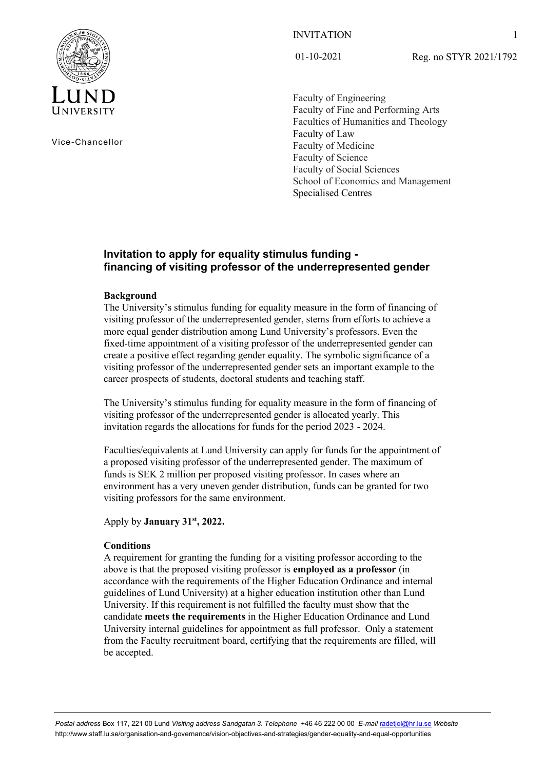Vice-Chancellor

INVITATION

01-10-2021

Reg. no STYR 2021/1792

Faculty of Engineering
Faculty of Fine and Performing Arts
Faculties of Humanities and Theology
Faculty of Law
Faculty of Medicine
Faculty of Science
Faculty of Social Sciences
School of Economics and Management
Specialised Centres

## Invitation to apply for equality stimulus funding - financing of visiting professor of the underrepresented gender

### Background

The University's stimulus funding for equality measure in the form of financing of visiting professor of the underrepresented gender, stems from efforts to achieve a more equal gender distribution among Lund University's professors. Even the fixed-time appointment of a visiting professor of the underrepresented gender can create a positive effect regarding gender equality. The symbolic significance of a visiting professor of the underrepresented gender sets an important example to the career prospects of students, doctoral students and teaching staff.

The University's stimulus funding for equality measure in the form of financing of visiting professor of the underrepresented gender is allocated yearly. This invitation regards the allocations for funds for the period 2023 - 2024.

Faculties/equivalents at Lund University can apply for funds for the appointment of a proposed visiting professor of the underrepresented gender. The maximum of funds is SEK 2 million per proposed visiting professor. In cases where an environment has a very uneven gender distribution, funds can be granted for two visiting professors for the same environment.

Apply by **January 31st, 2022.**

### Conditions

A requirement for granting the funding for a visiting professor according to the above is that the proposed visiting professor is **employed as a professor** (in accordance with the requirements of the Higher Education Ordinance and internal guidelines of Lund University) at a higher education institution other than Lund University. If this requirement is not fulfilled the faculty must show that the candidate **meets the requirements** in the Higher Education Ordinance and Lund University internal guidelines for appointment as full professor. Only a statement from the Faculty recruitment board, certifying that the requirements are filled, will be accepted.

*Postal address* Box 117, 221 00 Lund *Visiting address* Sandgatan 3. *Telephone* +46 46 222 00 00 *E-mail* radetjol@hr.lu.se *Website* http://www.staff.lu.se/organisation-and-governance/vision-objectives-and-strategies/gender-equality-and-equal-opportunities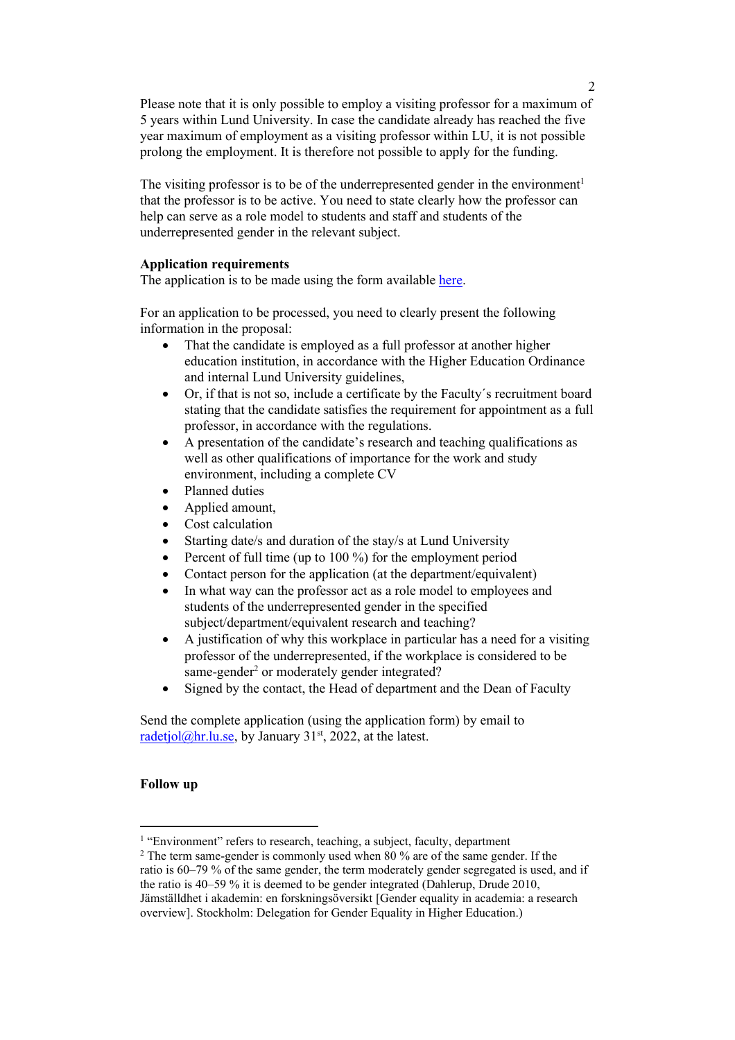Please note that it is only possible to employ a visiting professor for a maximum of 5 years within Lund University. In case the candidate already has reached the five year maximum of employment as a visiting professor within LU, it is not possible prolong the employment. It is therefore not possible to apply for the funding.

The visiting professor is to be of the underrepresented gender in the environment[1] that the professor is to be active. You need to state clearly how the professor can help can serve as a role model to students and staff and students of the underrepresented gender in the relevant subject.

**Application requirements**
The application is to be made using the form available here.

For an application to be processed, you need to clearly present the following information in the proposal:

- That the candidate is employed as a full professor at another higher education institution, in accordance with the Higher Education Ordinance and internal Lund University guidelines,
- Or, if that is not so, include a certificate by the Faculty´s recruitment board stating that the candidate satisfies the requirement for appointment as a full professor, in accordance with the regulations.
- A presentation of the candidate's research and teaching qualifications as well as other qualifications of importance for the work and study environment, including a complete CV
- Planned duties
- Applied amount,
- Cost calculation
- Starting date/s and duration of the stay/s at Lund University
- Percent of full time (up to 100 %) for the employment period
- Contact person for the application (at the department/equivalent)
- In what way can the professor act as a role model to employees and students of the underrepresented gender in the specified subject/department/equivalent research and teaching?
- A justification of why this workplace in particular has a need for a visiting professor of the underrepresented, if the workplace is considered to be same-gender[2] or moderately gender integrated?
- Signed by the contact, the Head of department and the Dean of Faculty

Send the complete application (using the application form) by email to radetjol@hr.lu.se, by January 31st, 2022, at the latest.

**Follow up**

---

[1] "Environment" refers to research, teaching, a subject, faculty, department

[2] The term same-gender is commonly used when 80 % are of the same gender. If the ratio is 60–79 % of the same gender, the term moderately gender segregated is used, and if the ratio is 40–59 % it is deemed to be gender integrated (Dahlerup, Drude 2010, Jämställdhet i akademin: en forskningsöversikt [Gender equality in academia: a research overview]. Stockholm: Delegation for Gender Equality in Higher Education.)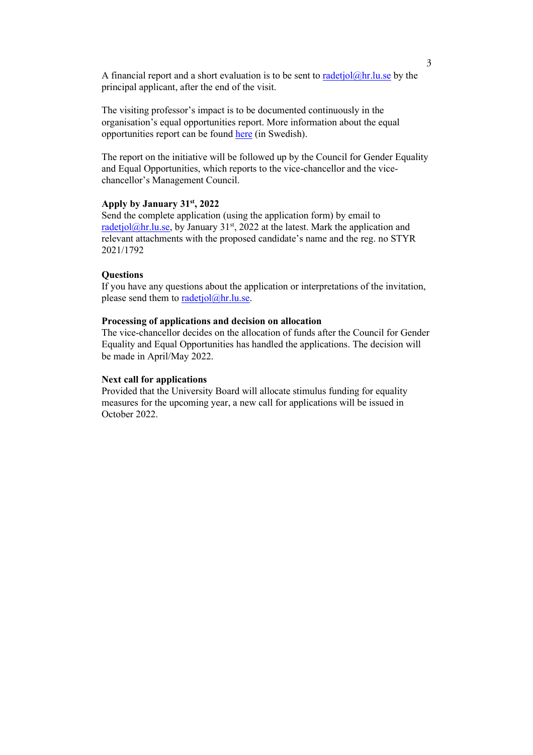A financial report and a short evaluation is to be sent to radetjol@hr.lu.se by the principal applicant, after the end of the visit.

The visiting professor's impact is to be documented continuously in the organisation's equal opportunities report. More information about the equal opportunities report can be found here (in Swedish).

The report on the initiative will be followed up by the Council for Gender Equality and Equal Opportunities, which reports to the vice-chancellor and the vice-chancellor's Management Council.

**Apply by January 31st, 2022**

Send the complete application (using the application form) by email to radetjol@hr.lu.se, by January 31st, 2022 at the latest. Mark the application and relevant attachments with the proposed candidate's name and the reg. no STYR 2021/1792

**Questions**

If you have any questions about the application or interpretations of the invitation, please send them to radetjol@hr.lu.se.

**Processing of applications and decision on allocation**

The vice-chancellor decides on the allocation of funds after the Council for Gender Equality and Equal Opportunities has handled the applications. The decision will be made in April/May 2022.

**Next call for applications**

Provided that the University Board will allocate stimulus funding for equality measures for the upcoming year, a new call for applications will be issued in October 2022.